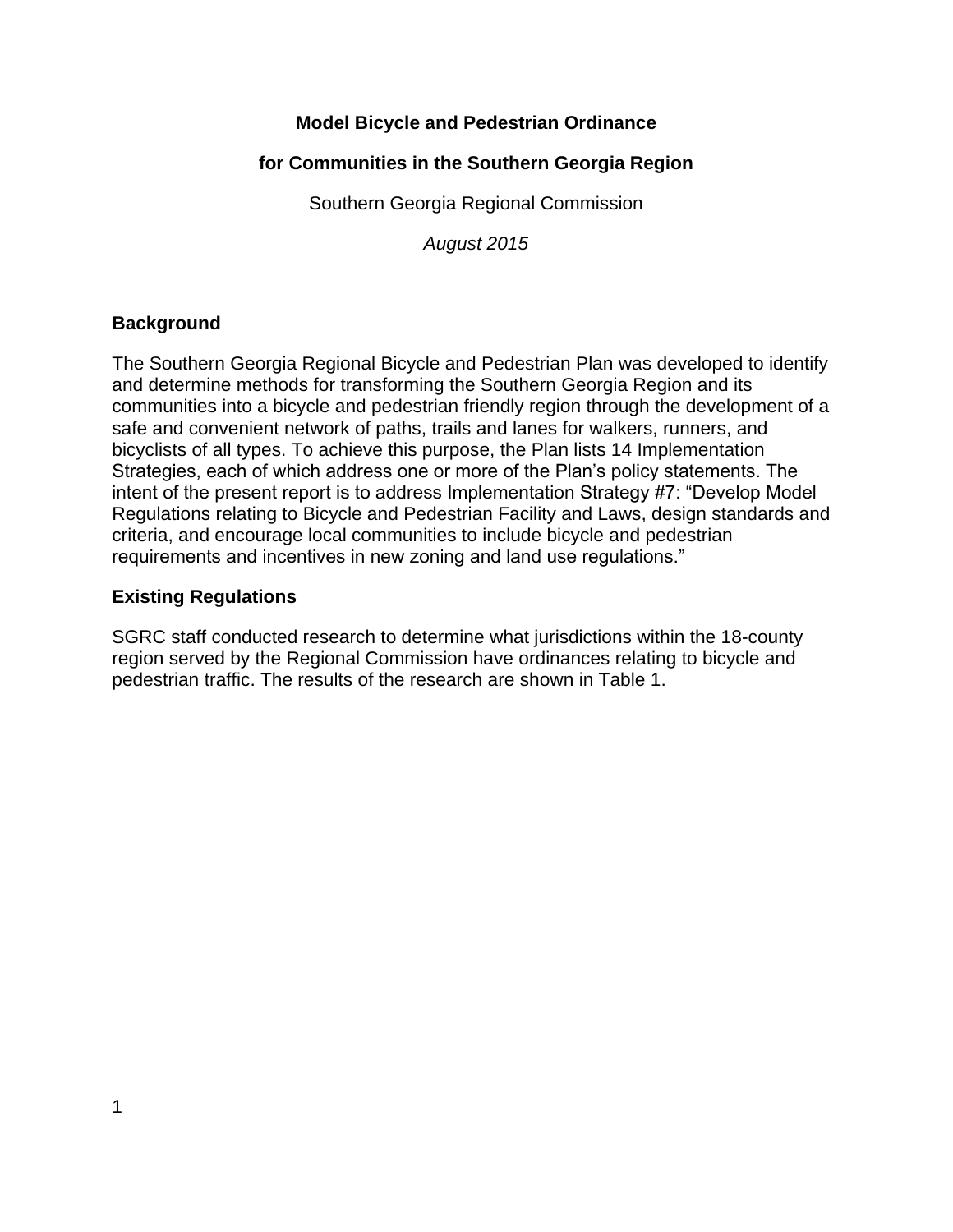# Model Bicycle and Pedestrian Ordinance

## for Communities in the Southern Georgia Region

Southern Georgia Regional Commission

*August 2015*

### Background

The Southern Georgia Regional Bicycle and Pedestrian Plan was developed to identify and determine methods for transforming the Southern Georgia Region and its communities into a bicycle and pedestrian friendly region through the development of a safe and convenient network of paths, trails and lanes for walkers, runners, and bicyclists of all types. To achieve this purpose, the Plan lists 14 Implementation Strategies, each of which address one or more of the Plan's policy statements. The intent of the present report is to address Implementation Strategy #7: "Develop Model Regulations relating to Bicycle and Pedestrian Facility and Laws, design standards and criteria, and encourage local communities to include bicycle and pedestrian requirements and incentives in new zoning and land use regulations."

### Existing Regulations

SGRC staff conducted research to determine what jurisdictions within the 18-county region served by the Regional Commission have ordinances relating to bicycle and pedestrian traffic. The results of the research are shown in Table 1.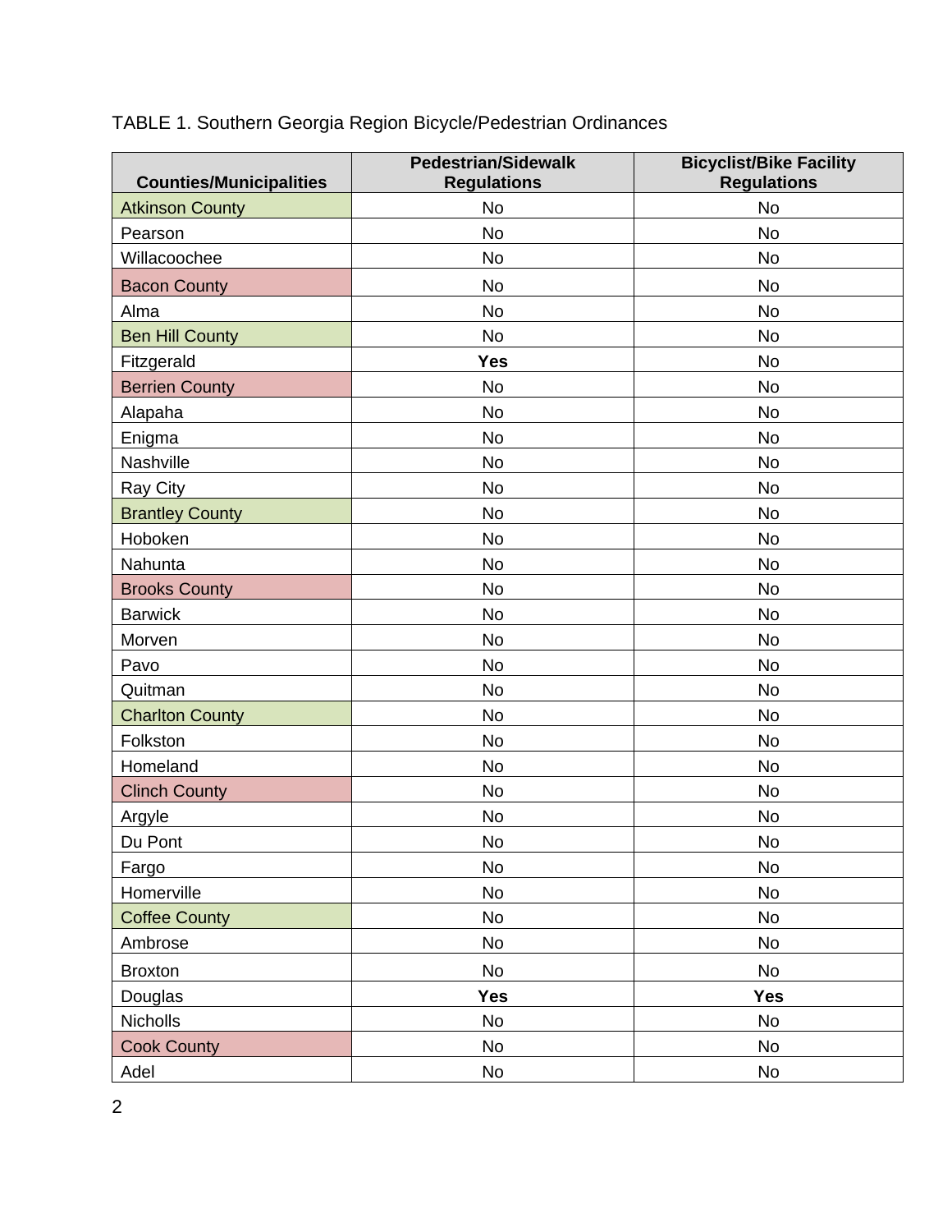TABLE 1. Southern Georgia Region Bicycle/Pedestrian Ordinances

| Counties/Municipalities | Pedestrian/Sidewalk Regulations | Bicyclist/Bike Facility Regulations |
|---|---|---|
| Atkinson County | No | No |
| Pearson | No | No |
| Willacoochee | No | No |
| Bacon County | No | No |
| Alma | No | No |
| Ben Hill County | No | No |
| Fitzgerald | **Yes** | No |
| Berrien County | No | No |
| Alapaha | No | No |
| Enigma | No | No |
| Nashville | No | No |
| Ray City | No | No |
| Brantley County | No | No |
| Hoboken | No | No |
| Nahunta | No | No |
| Brooks County | No | No |
| Barwick | No | No |
| Morven | No | No |
| Pavo | No | No |
| Quitman | No | No |
| Charlton County | No | No |
| Folkston | No | No |
| Homeland | No | No |
| Clinch County | No | No |
| Argyle | No | No |
| Du Pont | No | No |
| Fargo | No | No |
| Homerville | No | No |
| Coffee County | No | No |
| Ambrose | No | No |
| Broxton | No | No |
| Douglas | **Yes** | **Yes** |
| Nicholls | No | No |
| Cook County | No | No |
| Adel | No | No |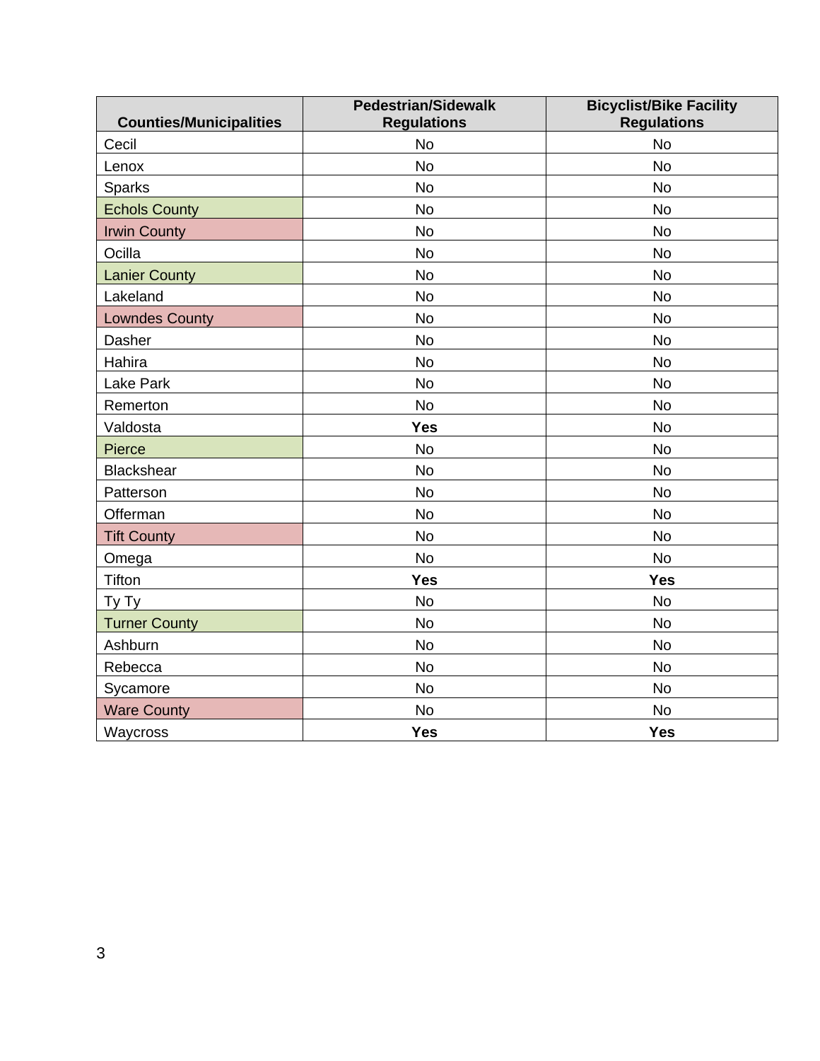| Counties/Municipalities | Pedestrian/Sidewalk Regulations | Bicyclist/Bike Facility Regulations |
|---|---|---|
| Cecil | No | No |
| Lenox | No | No |
| Sparks | No | No |
| Echols County | No | No |
| Irwin County | No | No |
| Ocilla | No | No |
| Lanier County | No | No |
| Lakeland | No | No |
| Lowndes County | No | No |
| Dasher | No | No |
| Hahira | No | No |
| Lake Park | No | No |
| Remerton | No | No |
| Valdosta | **Yes** | No |
| Pierce | No | No |
| Blackshear | No | No |
| Patterson | No | No |
| Offerman | No | No |
| Tift County | No | No |
| Omega | No | No |
| Tifton | **Yes** | **Yes** |
| Ty Ty | No | No |
| Turner County | No | No |
| Ashburn | No | No |
| Rebecca | No | No |
| Sycamore | No | No |
| Ware County | No | No |
| Waycross | **Yes** | **Yes** |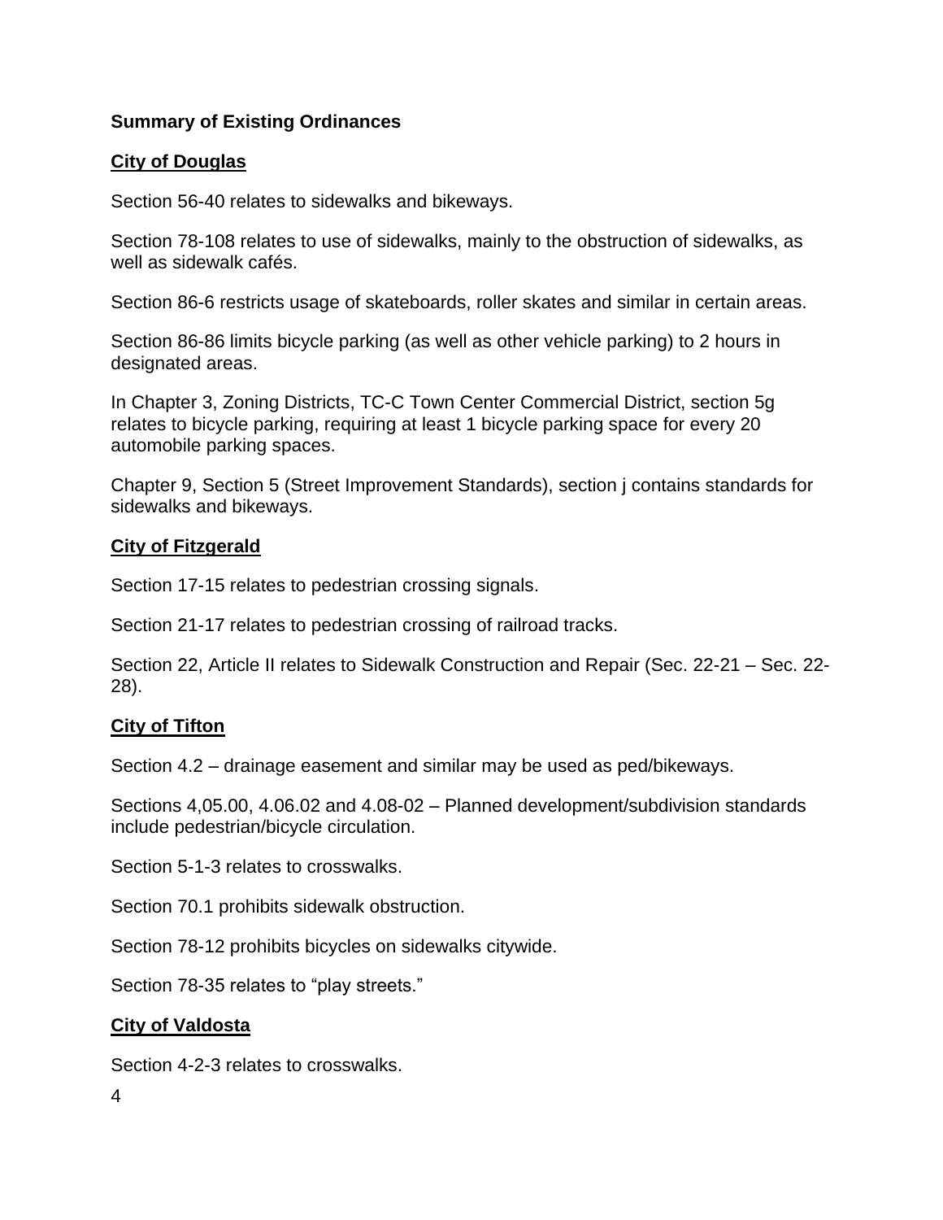**Summary of Existing Ordinances**

**City of Douglas**

Section 56-40 relates to sidewalks and bikeways.

Section 78-108 relates to use of sidewalks, mainly to the obstruction of sidewalks, as well as sidewalk cafés.

Section 86-6 restricts usage of skateboards, roller skates and similar in certain areas.

Section 86-86 limits bicycle parking (as well as other vehicle parking) to 2 hours in designated areas.

In Chapter 3, Zoning Districts, TC-C Town Center Commercial District, section 5g relates to bicycle parking, requiring at least 1 bicycle parking space for every 20 automobile parking spaces.

Chapter 9, Section 5 (Street Improvement Standards), section j contains standards for sidewalks and bikeways.

**City of Fitzgerald**

Section 17-15 relates to pedestrian crossing signals.

Section 21-17 relates to pedestrian crossing of railroad tracks.

Section 22, Article II relates to Sidewalk Construction and Repair (Sec. 22-21 – Sec. 22-28).

**City of Tifton**

Section 4.2 – drainage easement and similar may be used as ped/bikeways.

Sections 4,05.00, 4.06.02 and 4.08-02 – Planned development/subdivision standards include pedestrian/bicycle circulation.

Section 5-1-3 relates to crosswalks.

Section 70.1 prohibits sidewalk obstruction.

Section 78-12 prohibits bicycles on sidewalks citywide.

Section 78-35 relates to "play streets."

**City of Valdosta**

Section 4-2-3 relates to crosswalks.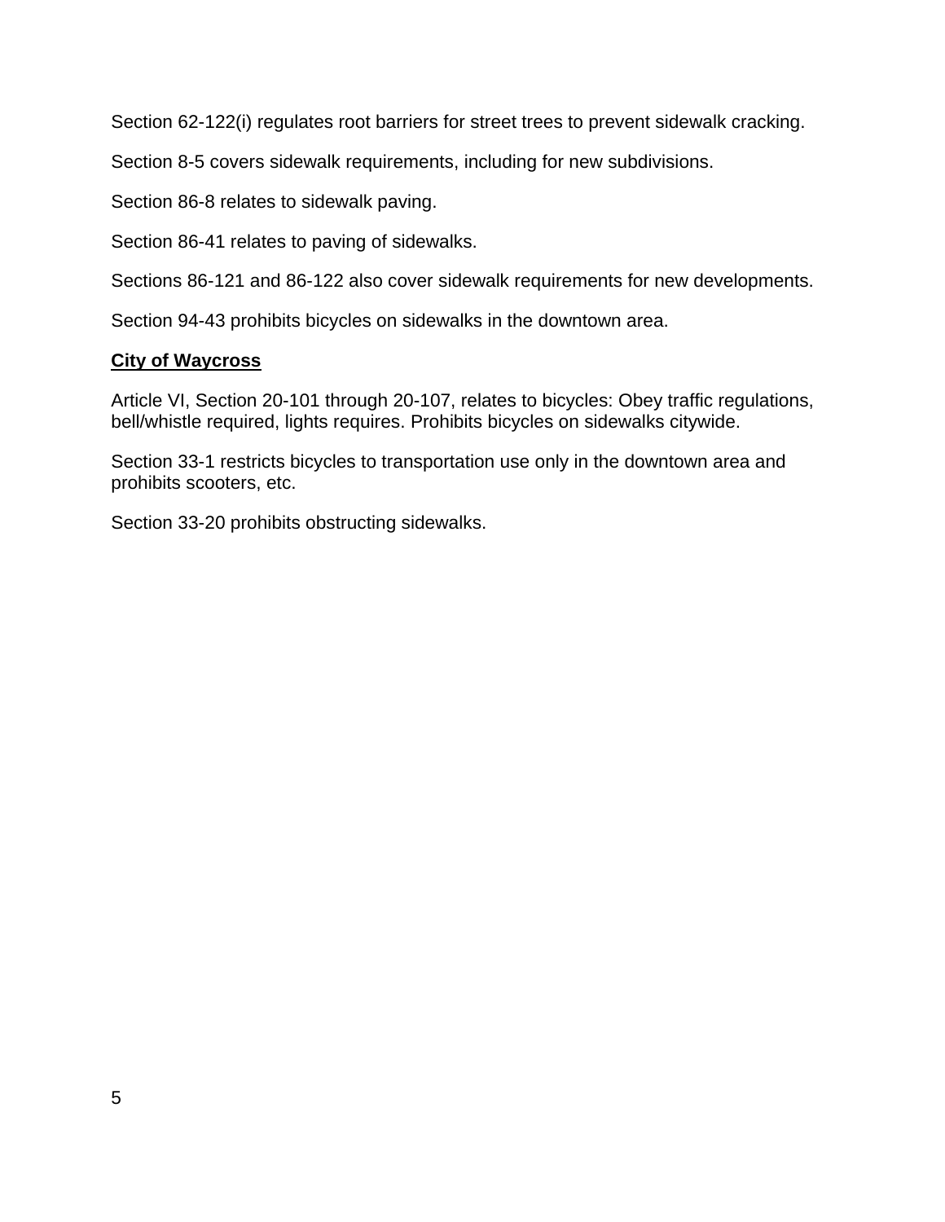Section 62-122(i) regulates root barriers for street trees to prevent sidewalk cracking.

Section 8-5 covers sidewalk requirements, including for new subdivisions.

Section 86-8 relates to sidewalk paving.

Section 86-41 relates to paving of sidewalks.

Sections 86-121 and 86-122 also cover sidewalk requirements for new developments.

Section 94-43 prohibits bicycles on sidewalks in the downtown area.

**City of Waycross**

Article VI, Section 20-101 through 20-107, relates to bicycles: Obey traffic regulations, bell/whistle required, lights requires. Prohibits bicycles on sidewalks citywide.

Section 33-1 restricts bicycles to transportation use only in the downtown area and prohibits scooters, etc.

Section 33-20 prohibits obstructing sidewalks.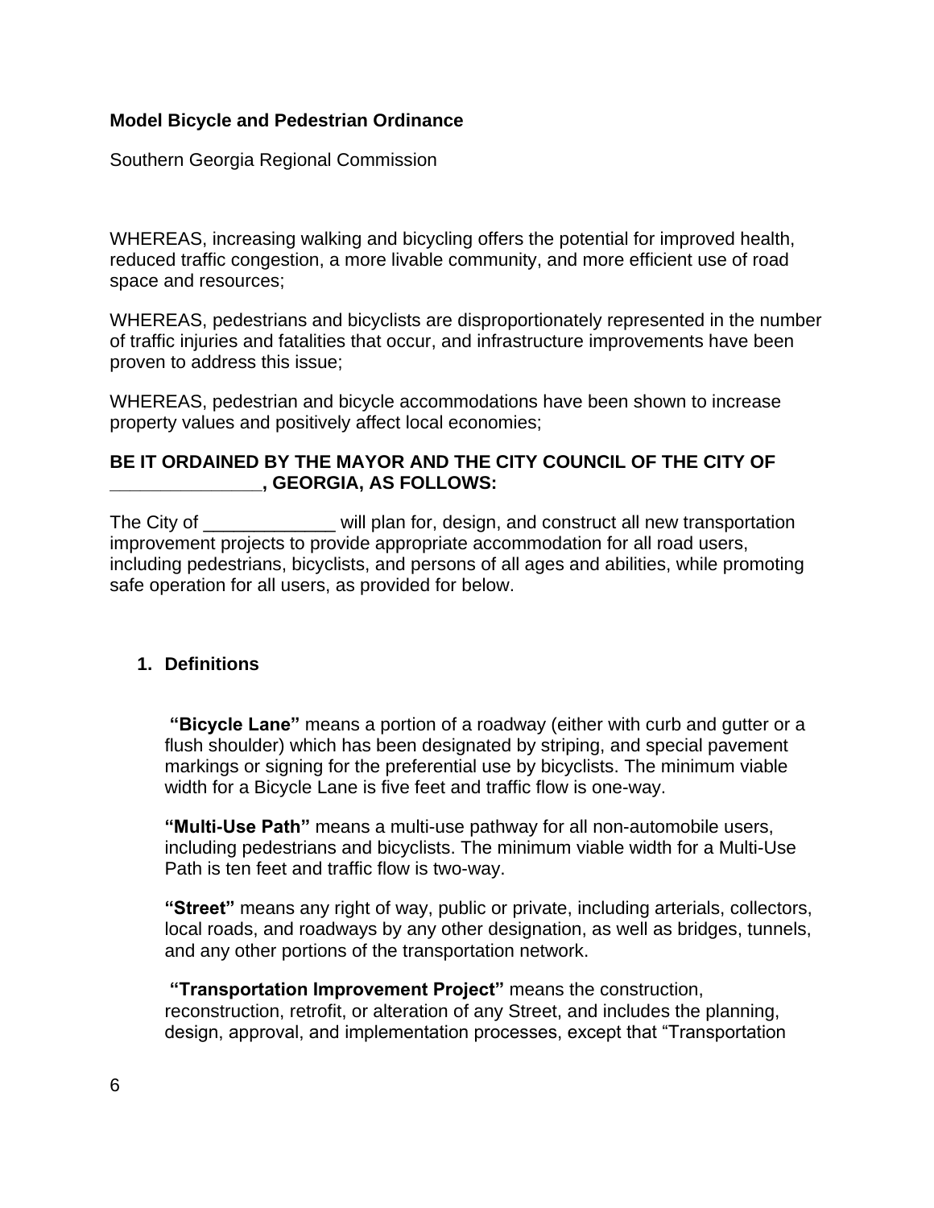**Model Bicycle and Pedestrian Ordinance**

Southern Georgia Regional Commission

WHEREAS, increasing walking and bicycling offers the potential for improved health, reduced traffic congestion, a more livable community, and more efficient use of road space and resources;

WHEREAS, pedestrians and bicyclists are disproportionately represented in the number of traffic injuries and fatalities that occur, and infrastructure improvements have been proven to address this issue;

WHEREAS, pedestrian and bicycle accommodations have been shown to increase property values and positively affect local economies;

**BE IT ORDAINED BY THE MAYOR AND THE CITY COUNCIL OF THE CITY OF _______________, GEORGIA, AS FOLLOWS:**

The City of _____________ will plan for, design, and construct all new transportation improvement projects to provide appropriate accommodation for all road users, including pedestrians, bicyclists, and persons of all ages and abilities, while promoting safe operation for all users, as provided for below.

1. **Definitions**

   **"Bicycle Lane"** means a portion of a roadway (either with curb and gutter or a flush shoulder) which has been designated by striping, and special pavement markings or signing for the preferential use by bicyclists. The minimum viable width for a Bicycle Lane is five feet and traffic flow is one-way.

   **"Multi-Use Path"** means a multi-use pathway for all non-automobile users, including pedestrians and bicyclists. The minimum viable width for a Multi-Use Path is ten feet and traffic flow is two-way.

   **"Street"** means any right of way, public or private, including arterials, collectors, local roads, and roadways by any other designation, as well as bridges, tunnels, and any other portions of the transportation network.

   **"Transportation Improvement Project"** means the construction, reconstruction, retrofit, or alteration of any Street, and includes the planning, design, approval, and implementation processes, except that "Transportation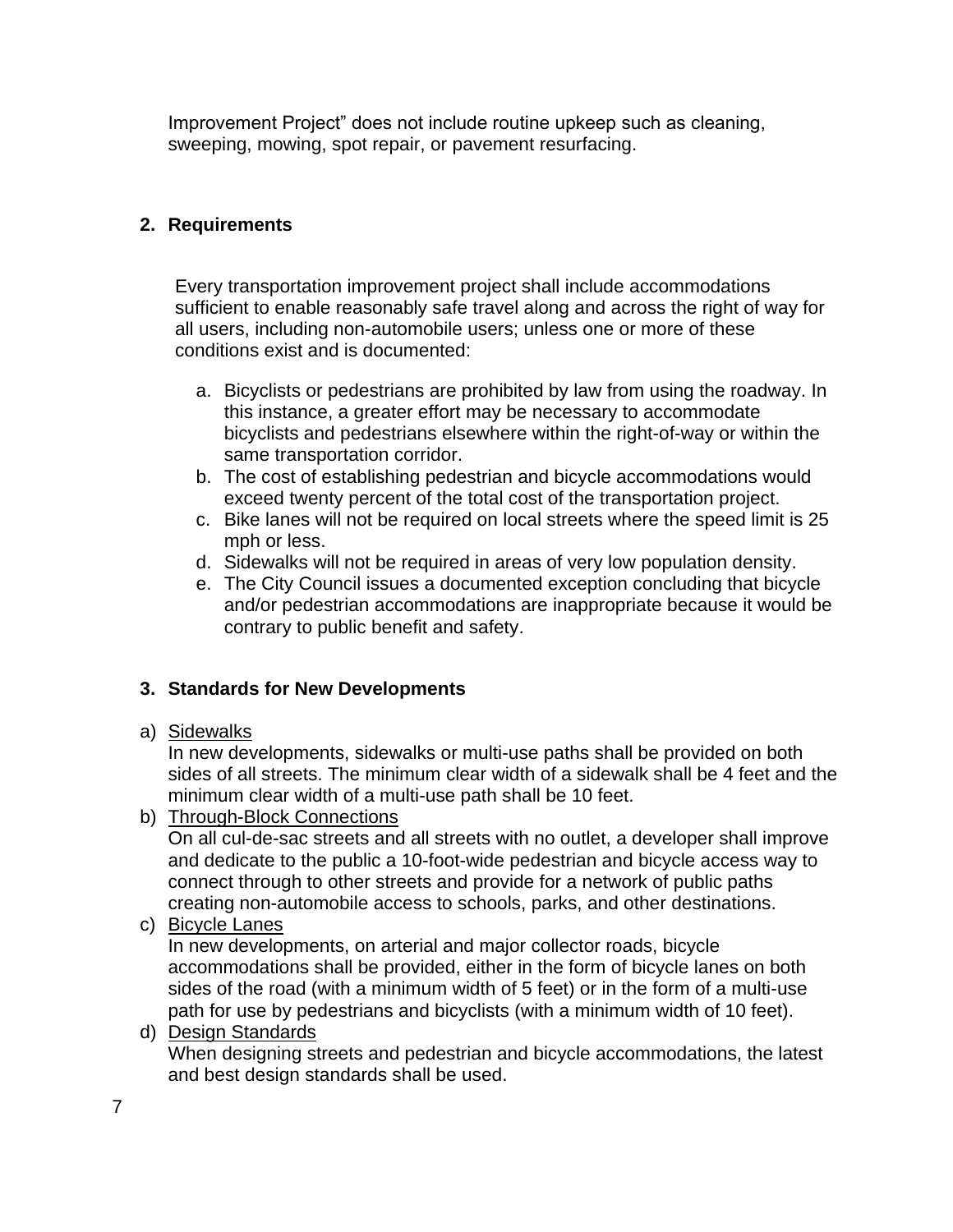Improvement Project" does not include routine upkeep such as cleaning, sweeping, mowing, spot repair, or pavement resurfacing.

## 2. Requirements

Every transportation improvement project shall include accommodations sufficient to enable reasonably safe travel along and across the right of way for all users, including non-automobile users; unless one or more of these conditions exist and is documented:

a. Bicyclists or pedestrians are prohibited by law from using the roadway. In this instance, a greater effort may be necessary to accommodate bicyclists and pedestrians elsewhere within the right-of-way or within the same transportation corridor.
b. The cost of establishing pedestrian and bicycle accommodations would exceed twenty percent of the total cost of the transportation project.
c. Bike lanes will not be required on local streets where the speed limit is 25 mph or less.
d. Sidewalks will not be required in areas of very low population density.
e. The City Council issues a documented exception concluding that bicycle and/or pedestrian accommodations are inappropriate because it would be contrary to public benefit and safety.

## 3. Standards for New Developments

a) Sidewalks
In new developments, sidewalks or multi-use paths shall be provided on both sides of all streets. The minimum clear width of a sidewalk shall be 4 feet and the minimum clear width of a multi-use path shall be 10 feet.

b) Through-Block Connections
On all cul-de-sac streets and all streets with no outlet, a developer shall improve and dedicate to the public a 10-foot-wide pedestrian and bicycle access way to connect through to other streets and provide for a network of public paths creating non-automobile access to schools, parks, and other destinations.

c) Bicycle Lanes
In new developments, on arterial and major collector roads, bicycle accommodations shall be provided, either in the form of bicycle lanes on both sides of the road (with a minimum width of 5 feet) or in the form of a multi-use path for use by pedestrians and bicyclists (with a minimum width of 10 feet).

d) Design Standards
When designing streets and pedestrian and bicycle accommodations, the latest and best design standards shall be used.